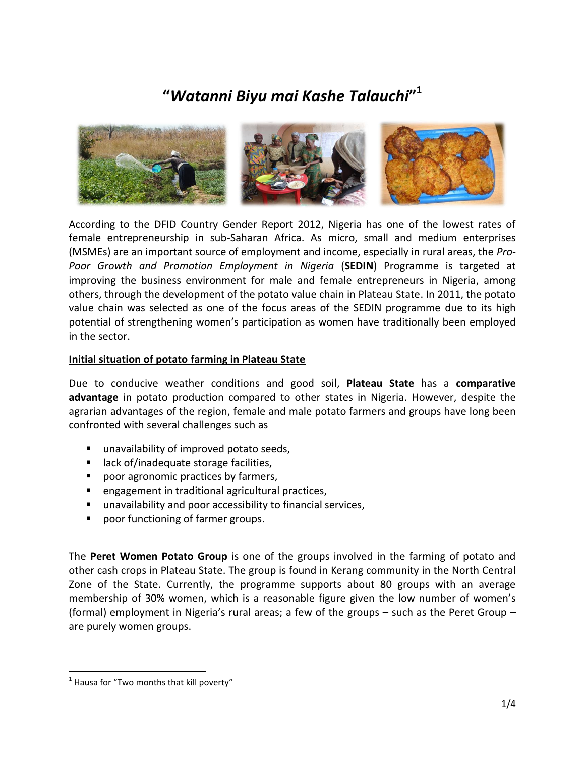# "*Watanni Biyu mai Kashe Talauchi*"[1]

According to the DFID Country Gender Report 2012, Nigeria has one of the lowest rates of female entrepreneurship in sub-Saharan Africa. As micro, small and medium enterprises (MSMEs) are an important source of employment and income, especially in rural areas, the *Pro-Poor Growth and Promotion Employment in Nigeria* (**SEDIN**) Programme is targeted at improving the business environment for male and female entrepreneurs in Nigeria, among others, through the development of the potato value chain in Plateau State. In 2011, the potato value chain was selected as one of the focus areas of the SEDIN programme due to its high potential of strengthening women's participation as women have traditionally been employed in the sector.

## Initial situation of potato farming in Plateau State

Due to conducive weather conditions and good soil, **Plateau State** has a **comparative advantage** in potato production compared to other states in Nigeria. However, despite the agrarian advantages of the region, female and male potato farmers and groups have long been confronted with several challenges such as

- unavailability of improved potato seeds,
- lack of/inadequate storage facilities,
- poor agronomic practices by farmers,
- engagement in traditional agricultural practices,
- unavailability and poor accessibility to financial services,
- poor functioning of farmer groups.

The **Peret Women Potato Group** is one of the groups involved in the farming of potato and other cash crops in Plateau State. The group is found in Kerang community in the North Central Zone of the State. Currently, the programme supports about 80 groups with an average membership of 30% women, which is a reasonable figure given the low number of women's (formal) employment in Nigeria's rural areas; a few of the groups – such as the Peret Group – are purely women groups.

[1] Hausa for "Two months that kill poverty"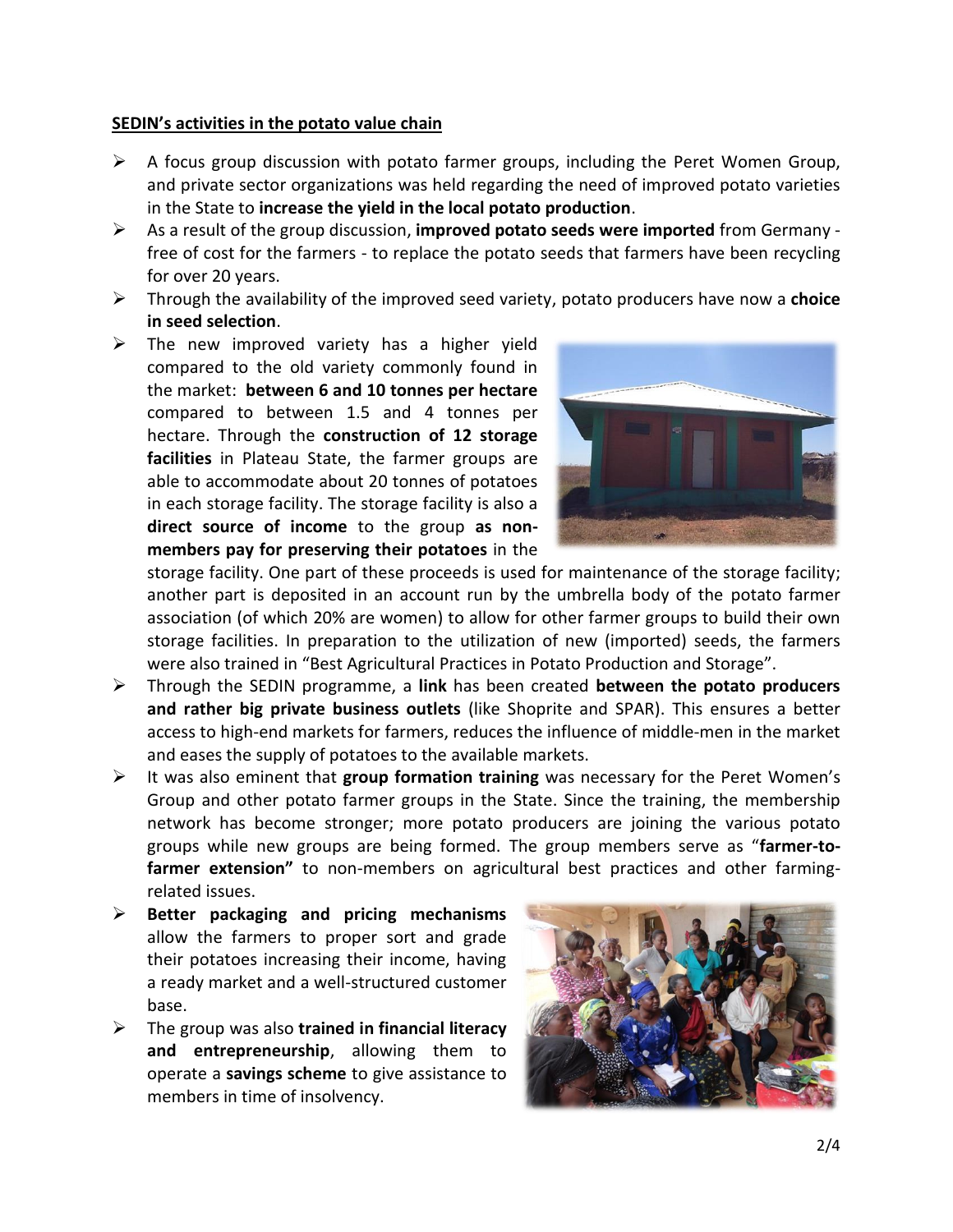**SEDIN's activities in the potato value chain**

- A focus group discussion with potato farmer groups, including the Peret Women Group, and private sector organizations was held regarding the need of improved potato varieties in the State to **increase the yield in the local potato production**.
- As a result of the group discussion, **improved potato seeds were imported** from Germany - free of cost for the farmers - to replace the potato seeds that farmers have been recycling for over 20 years.
- Through the availability of the improved seed variety, potato producers have now a **choice in seed selection**.
- The new improved variety has a higher yield compared to the old variety commonly found in the market: **between 6 and 10 tonnes per hectare** compared to between 1.5 and 4 tonnes per hectare. Through the **construction of 12 storage facilities** in Plateau State, the farmer groups are able to accommodate about 20 tonnes of potatoes in each storage facility. The storage facility is also a **direct source of income** to the group **as non-members pay for preserving their potatoes** in the storage facility. One part of these proceeds is used for maintenance of the storage facility; another part is deposited in an account run by the umbrella body of the potato farmer association (of which 20% are women) to allow for other farmer groups to build their own storage facilities. In preparation to the utilization of new (imported) seeds, the farmers were also trained in "Best Agricultural Practices in Potato Production and Storage".
- Through the SEDIN programme, a **link** has been created **between the potato producers and rather big private business outlets** (like Shoprite and SPAR). This ensures a better access to high-end markets for farmers, reduces the influence of middle-men in the market and eases the supply of potatoes to the available markets.
- It was also eminent that **group formation training** was necessary for the Peret Women's Group and other potato farmer groups in the State. Since the training, the membership network has become stronger; more potato producers are joining the various potato groups while new groups are being formed. The group members serve as "**farmer-to-farmer extension"** to non-members on agricultural best practices and other farming-related issues.
- **Better packaging and pricing mechanisms** allow the farmers to proper sort and grade their potatoes increasing their income, having a ready market and a well-structured customer base.
- The group was also **trained in financial literacy and entrepreneurship**, allowing them to operate a **savings scheme** to give assistance to members in time of insolvency.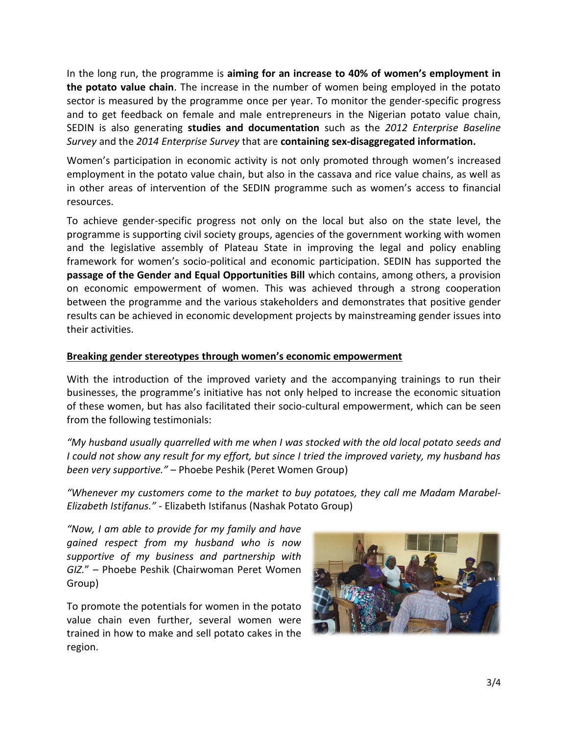In the long run, the programme is **aiming for an increase to 40% of women's employment in the potato value chain**. The increase in the number of women being employed in the potato sector is measured by the programme once per year. To monitor the gender-specific progress and to get feedback on female and male entrepreneurs in the Nigerian potato value chain, SEDIN is also generating **studies and documentation** such as the *2012 Enterprise Baseline Survey* and the *2014 Enterprise Survey* that are **containing sex-disaggregated information.**

Women's participation in economic activity is not only promoted through women's increased employment in the potato value chain, but also in the cassava and rice value chains, as well as in other areas of intervention of the SEDIN programme such as women's access to financial resources.

To achieve gender-specific progress not only on the local but also on the state level, the programme is supporting civil society groups, agencies of the government working with women and the legislative assembly of Plateau State in improving the legal and policy enabling framework for women's socio-political and economic participation. SEDIN has supported the **passage of the Gender and Equal Opportunities Bill** which contains, among others, a provision on economic empowerment of women. This was achieved through a strong cooperation between the programme and the various stakeholders and demonstrates that positive gender results can be achieved in economic development projects by mainstreaming gender issues into their activities.

## Breaking gender stereotypes through women's economic empowerment

With the introduction of the improved variety and the accompanying trainings to run their businesses, the programme's initiative has not only helped to increase the economic situation of these women, but has also facilitated their socio-cultural empowerment, which can be seen from the following testimonials:

*"My husband usually quarrelled with me when I was stocked with the old local potato seeds and I could not show any result for my effort, but since I tried the improved variety, my husband has been very supportive."* – Phoebe Peshik (Peret Women Group)

*"Whenever my customers come to the market to buy potatoes, they call me Madam Marabel-Elizabeth Istifanus."* - Elizabeth Istifanus (Nashak Potato Group)

*"Now, I am able to provide for my family and have gained respect from my husband who is now supportive of my business and partnership with GIZ."* – Phoebe Peshik (Chairwoman Peret Women Group)

To promote the potentials for women in the potato value chain even further, several women were trained in how to make and sell potato cakes in the region.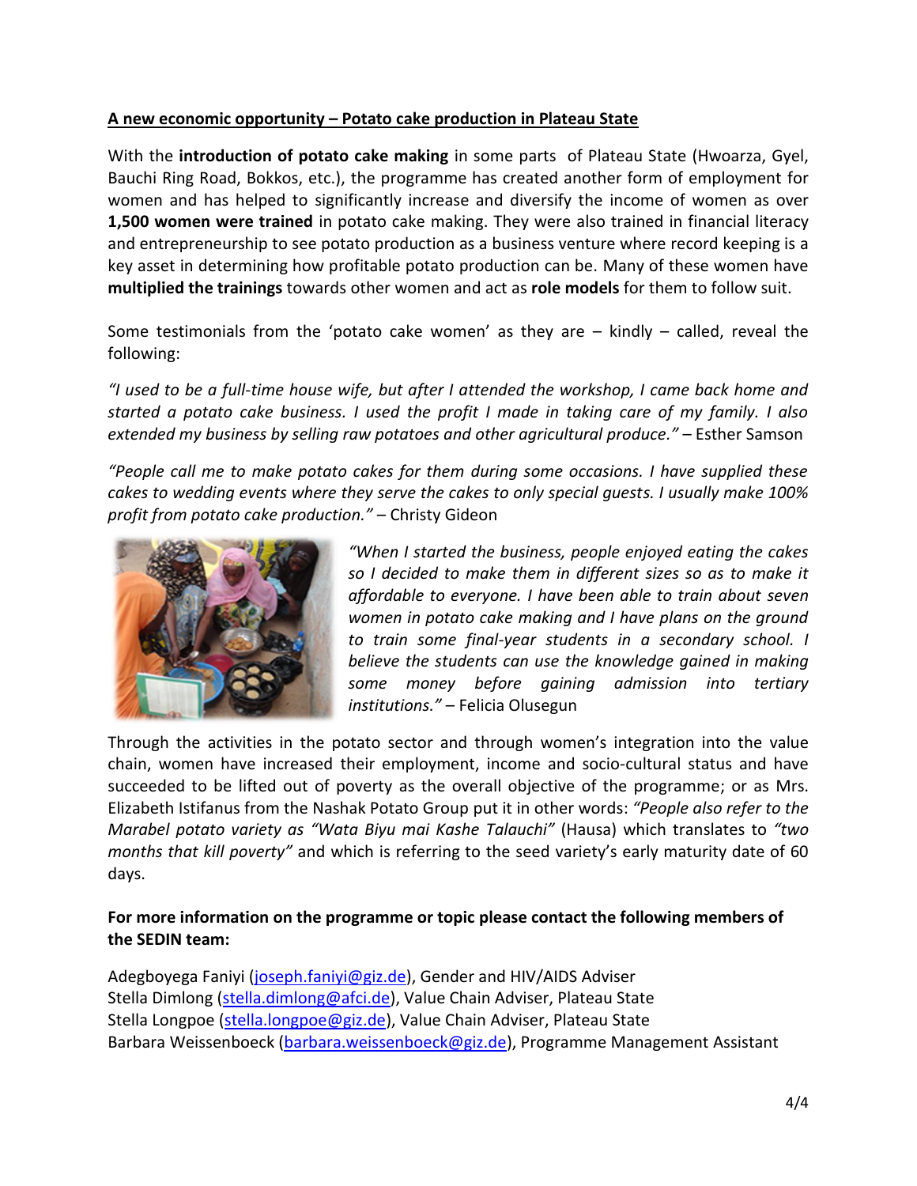**A new economic opportunity – Potato cake production in Plateau State**

With the **introduction of potato cake making** in some parts of Plateau State (Hwoarza, Gyel, Bauchi Ring Road, Bokkos, etc.), the programme has created another form of employment for women and has helped to significantly increase and diversify the income of women as over **1,500 women were trained** in potato cake making. They were also trained in financial literacy and entrepreneurship to see potato production as a business venture where record keeping is a key asset in determining how profitable potato production can be. Many of these women have **multiplied the trainings** towards other women and act as **role models** for them to follow suit.

Some testimonials from the 'potato cake women' as they are – kindly – called, reveal the following:

*"I used to be a full-time house wife, but after I attended the workshop, I came back home and started a potato cake business. I used the profit I made in taking care of my family. I also extended my business by selling raw potatoes and other agricultural produce."* – Esther Samson

*"People call me to make potato cakes for them during some occasions. I have supplied these cakes to wedding events where they serve the cakes to only special guests. I usually make 100% profit from potato cake production."* – Christy Gideon

*"When I started the business, people enjoyed eating the cakes so I decided to make them in different sizes so as to make it affordable to everyone. I have been able to train about seven women in potato cake making and I have plans on the ground to train some final-year students in a secondary school. I believe the students can use the knowledge gained in making some money before gaining admission into tertiary institutions."* – Felicia Olusegun

Through the activities in the potato sector and through women's integration into the value chain, women have increased their employment, income and socio-cultural status and have succeeded to be lifted out of poverty as the overall objective of the programme; or as Mrs. Elizabeth Istifanus from the Nashak Potato Group put it in other words: *"People also refer to the Marabel potato variety as "Wata Biyu mai Kashe Talauchi"* (Hausa) which translates to *"two months that kill poverty"* and which is referring to the seed variety's early maturity date of 60 days.

**For more information on the programme or topic please contact the following members of the SEDIN team:**

Adegboyega Faniyi (joseph.faniyi@giz.de), Gender and HIV/AIDS Adviser
Stella Dimlong (stella.dimlong@afci.de), Value Chain Adviser, Plateau State
Stella Longpoe (stella.longpoe@giz.de), Value Chain Adviser, Plateau State
Barbara Weissenboeck (barbara.weissenboeck@giz.de), Programme Management Assistant